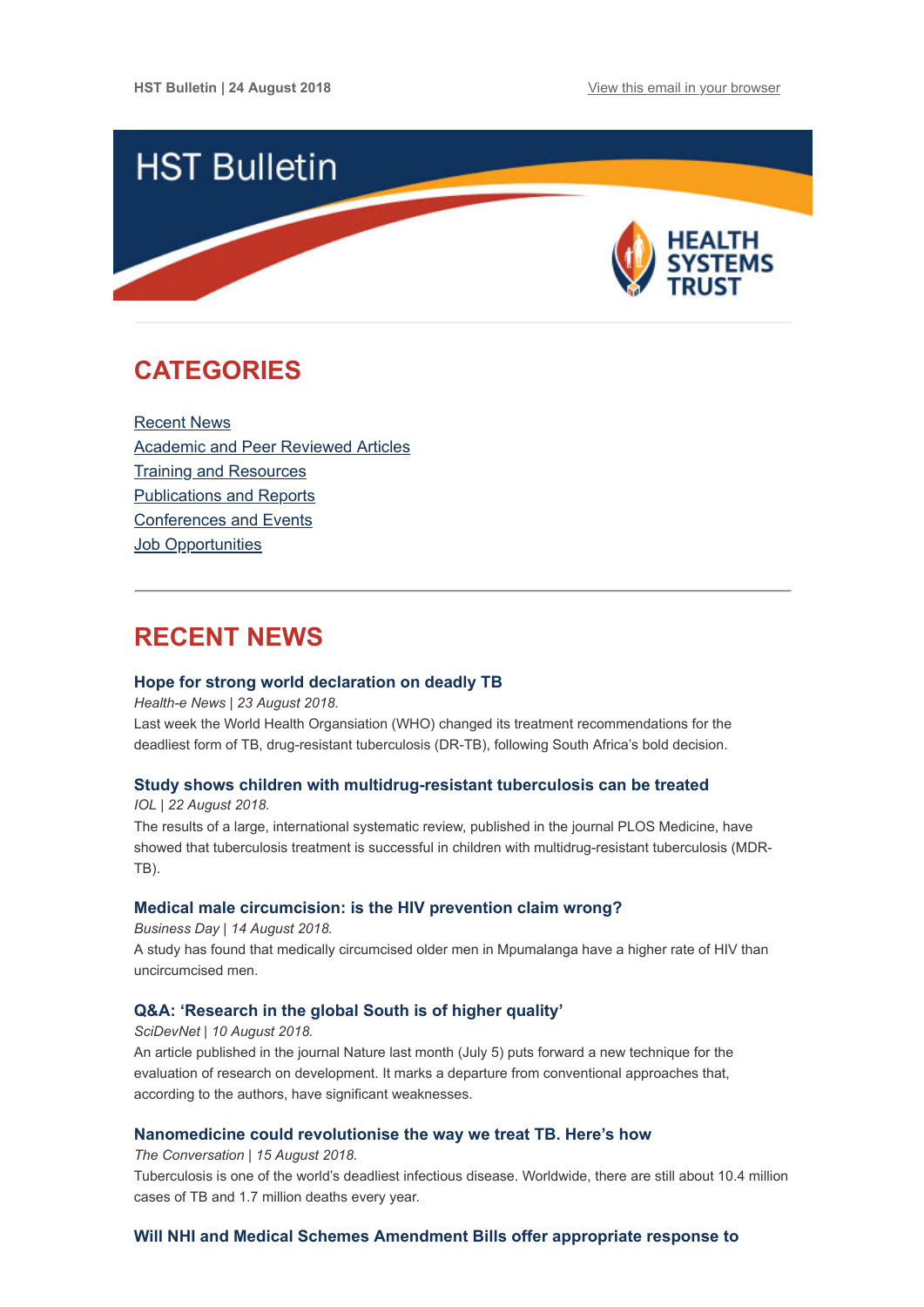HST Bulletin | 24 August 2018

View this email in your browser

# HST Bulletin

HEALTH SYSTEMS TRUST

## CATEGORIES

Recent News
Academic and Peer Reviewed Articles
Training and Resources
Publications and Reports
Conferences and Events
Job Opportunities

## RECENT NEWS

### Hope for strong world declaration on deadly TB

*Health-e News | 23 August 2018.*

Last week the World Health Organisation (WHO) changed its treatment recommendations for the deadliest form of TB, drug-resistant tuberculosis (DR-TB), following South Africa's bold decision.

### Study shows children with multidrug-resistant tuberculosis can be treated

*IOL | 22 August 2018.*

The results of a large, international systematic review, published in the journal PLOS Medicine, have showed that tuberculosis treatment is successful in children with multidrug-resistant tuberculosis (MDR-TB).

### Medical male circumcision: is the HIV prevention claim wrong?

*Business Day | 14 August 2018.*

A study has found that medically circumcised older men in Mpumalanga have a higher rate of HIV than uncircumcised men.

### Q&A: 'Research in the global South is of higher quality'

*SciDevNet | 10 August 2018.*

An article published in the journal Nature last month (July 5) puts forward a new technique for the evaluation of research on development. It marks a departure from conventional approaches that, according to the authors, have significant weaknesses.

### Nanomedicine could revolutionise the way we treat TB. Here's how

*The Conversation | 15 August 2018.*

Tuberculosis is one of the world's deadliest infectious disease. Worldwide, there are still about 10.4 million cases of TB and 1.7 million deaths every year.

### Will NHI and Medical Schemes Amendment Bills offer appropriate response to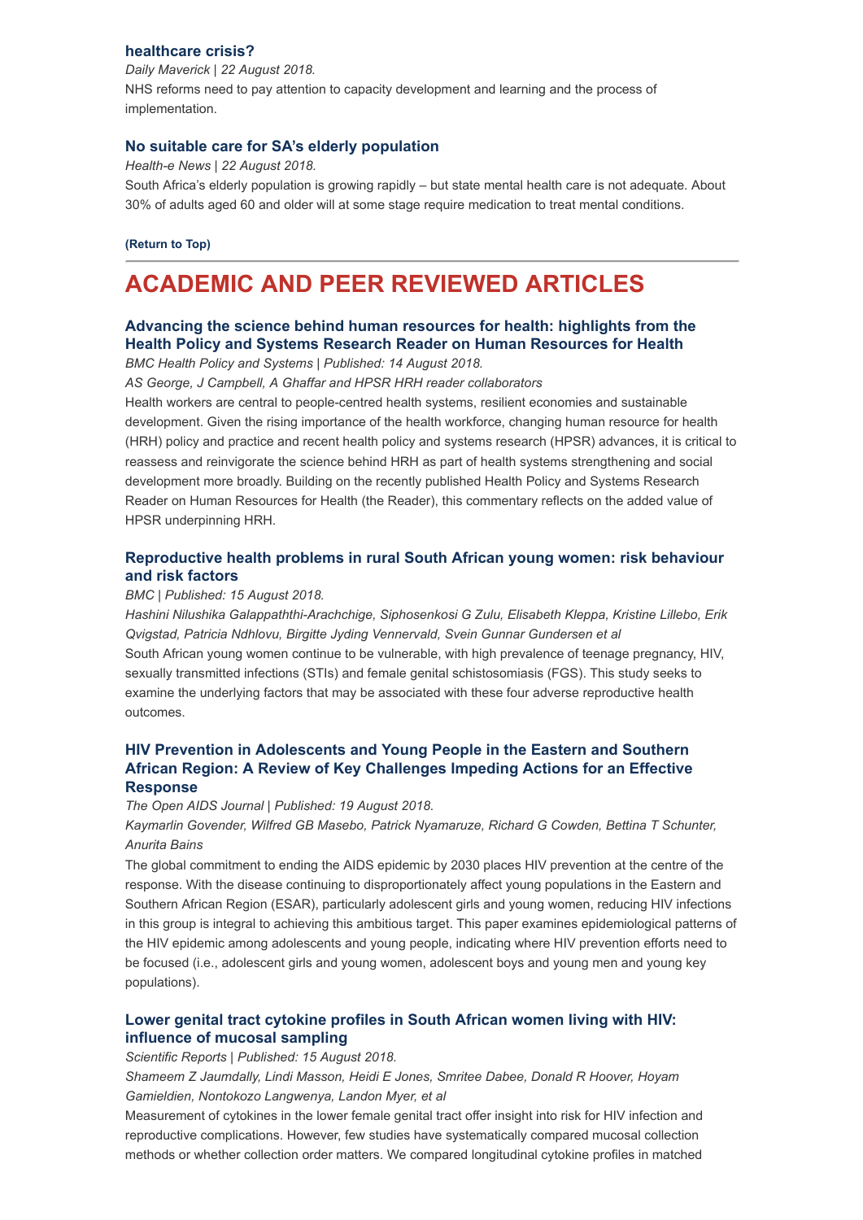### healthcare crisis?

*Daily Maverick | 22 August 2018.*

NHS reforms need to pay attention to capacity development and learning and the process of implementation.

### No suitable care for SA's elderly population

*Health-e News | 22 August 2018.*

South Africa's elderly population is growing rapidly – but state mental health care is not adequate. About 30% of adults aged 60 and older will at some stage require medication to treat mental conditions.

**(Return to Top)**

---

## ACADEMIC AND PEER REVIEWED ARTICLES

### Advancing the science behind human resources for health: highlights from the Health Policy and Systems Research Reader on Human Resources for Health

*BMC Health Policy and Systems | Published: 14 August 2018.*

*AS George, J Campbell, A Ghaffar and HPSR HRH reader collaborators*

Health workers are central to people-centred health systems, resilient economies and sustainable development. Given the rising importance of the health workforce, changing human resource for health (HRH) policy and practice and recent health policy and systems research (HPSR) advances, it is critical to reassess and reinvigorate the science behind HRH as part of health systems strengthening and social development more broadly. Building on the recently published Health Policy and Systems Research Reader on Human Resources for Health (the Reader), this commentary reflects on the added value of HPSR underpinning HRH.

### Reproductive health problems in rural South African young women: risk behaviour and risk factors

*BMC | Published: 15 August 2018.*

*Hashini Nilushika Galappaththi-Arachchige, Siphosenkosi G Zulu, Elisabeth Kleppa, Kristine Lillebo, Erik Qvigstad, Patricia Ndhlovu, Birgitte Jyding Vennervald, Svein Gunnar Gundersen et al*

South African young women continue to be vulnerable, with high prevalence of teenage pregnancy, HIV, sexually transmitted infections (STIs) and female genital schistosomiasis (FGS). This study seeks to examine the underlying factors that may be associated with these four adverse reproductive health outcomes.

### HIV Prevention in Adolescents and Young People in the Eastern and Southern African Region: A Review of Key Challenges Impeding Actions for an Effective Response

*The Open AIDS Journal | Published: 19 August 2018.*

*Kaymarlin Govender, Wilfred GB Masebo, Patrick Nyamaruze, Richard G Cowden, Bettina T Schunter, Anurita Bains*

The global commitment to ending the AIDS epidemic by 2030 places HIV prevention at the centre of the response. With the disease continuing to disproportionately affect young populations in the Eastern and Southern African Region (ESAR), particularly adolescent girls and young women, reducing HIV infections in this group is integral to achieving this ambitious target. This paper examines epidemiological patterns of the HIV epidemic among adolescents and young people, indicating where HIV prevention efforts need to be focused (i.e., adolescent girls and young women, adolescent boys and young men and young key populations).

### Lower genital tract cytokine profiles in South African women living with HIV: influence of mucosal sampling

*Scientific Reports | Published: 15 August 2018.*

*Shameem Z Jaumdally, Lindi Masson, Heidi E Jones, Smritee Dabee, Donald R Hoover, Hoyam Gamieldien, Nontokozo Langwenya, Landon Myer, et al*

Measurement of cytokines in the lower female genital tract offer insight into risk for HIV infection and reproductive complications. However, few studies have systematically compared mucosal collection methods or whether collection order matters. We compared longitudinal cytokine profiles in matched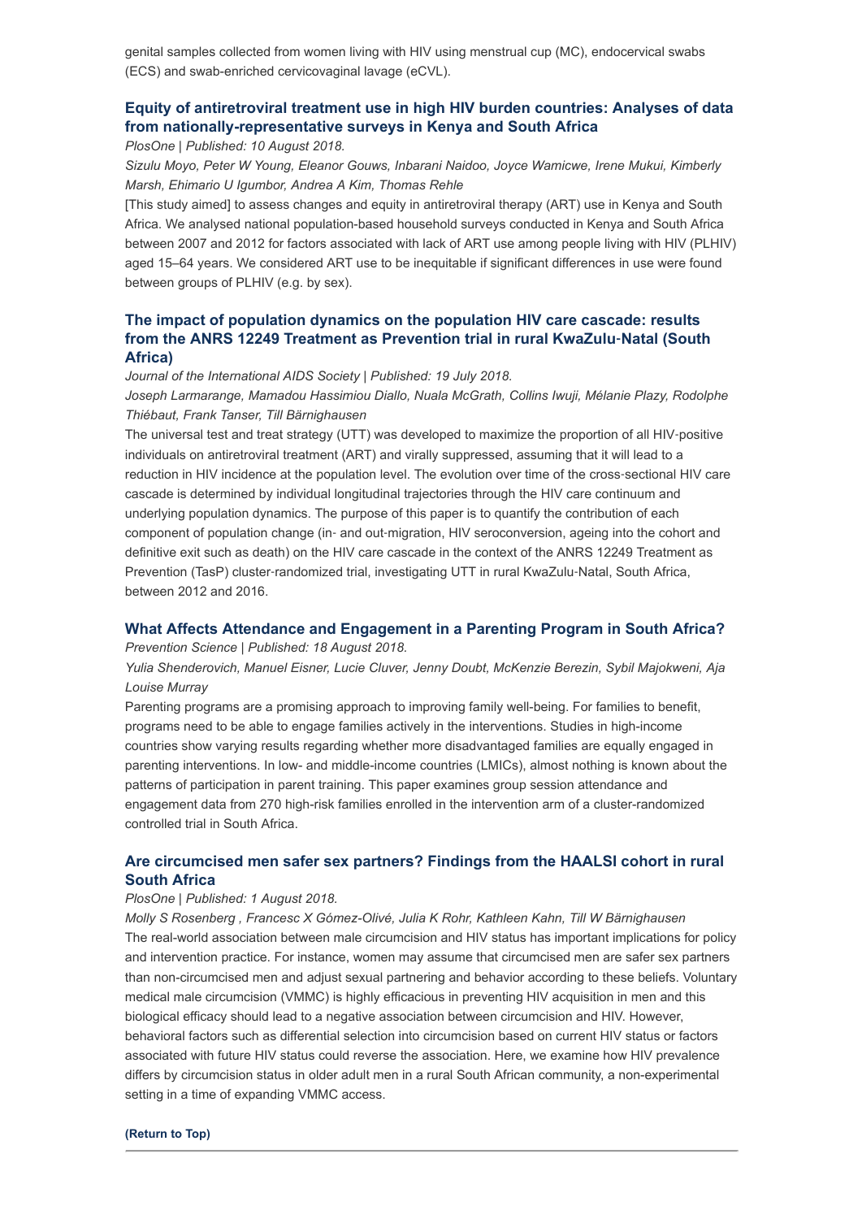genital samples collected from women living with HIV using menstrual cup (MC), endocervical swabs (ECS) and swab-enriched cervicovaginal lavage (eCVL).

### Equity of antiretroviral treatment use in high HIV burden countries: Analyses of data from nationally-representative surveys in Kenya and South Africa

*PlosOne | Published: 10 August 2018.*

*Sizulu Moyo, Peter W Young, Eleanor Gouws, Inbarani Naidoo, Joyce Wamicwe, Irene Mukui, Kimberly Marsh, Ehimario U Igumbor, Andrea A Kim, Thomas Rehle*

[This study aimed] to assess changes and equity in antiretroviral therapy (ART) use in Kenya and South Africa. We analysed national population-based household surveys conducted in Kenya and South Africa between 2007 and 2012 for factors associated with lack of ART use among people living with HIV (PLHIV) aged 15–64 years. We considered ART use to be inequitable if significant differences in use were found between groups of PLHIV (e.g. by sex).

### The impact of population dynamics on the population HIV care cascade: results from the ANRS 12249 Treatment as Prevention trial in rural KwaZulu-Natal (South Africa)

*Journal of the International AIDS Society | Published: 19 July 2018.*

*Joseph Larmarange, Mamadou Hassimiou Diallo, Nuala McGrath, Collins Iwuji, Mélanie Plazy, Rodolphe Thiébaut, Frank Tanser, Till Bärnighausen*

The universal test and treat strategy (UTT) was developed to maximize the proportion of all HIV-positive individuals on antiretroviral treatment (ART) and virally suppressed, assuming that it will lead to a reduction in HIV incidence at the population level. The evolution over time of the cross-sectional HIV care cascade is determined by individual longitudinal trajectories through the HIV care continuum and underlying population dynamics. The purpose of this paper is to quantify the contribution of each component of population change (in- and out-migration, HIV seroconversion, ageing into the cohort and definitive exit such as death) on the HIV care cascade in the context of the ANRS 12249 Treatment as Prevention (TasP) cluster-randomized trial, investigating UTT in rural KwaZulu-Natal, South Africa, between 2012 and 2016.

### What Affects Attendance and Engagement in a Parenting Program in South Africa?

*Prevention Science | Published: 18 August 2018.*

*Yulia Shenderovich, Manuel Eisner, Lucie Cluver, Jenny Doubt, McKenzie Berezin, Sybil Majokweni, Aja Louise Murray*

Parenting programs are a promising approach to improving family well-being. For families to benefit, programs need to be able to engage families actively in the interventions. Studies in high-income countries show varying results regarding whether more disadvantaged families are equally engaged in parenting interventions. In low- and middle-income countries (LMICs), almost nothing is known about the patterns of participation in parent training. This paper examines group session attendance and engagement data from 270 high-risk families enrolled in the intervention arm of a cluster-randomized controlled trial in South Africa.

### Are circumcised men safer sex partners? Findings from the HAALSI cohort in rural South Africa

*PlosOne | Published: 1 August 2018.*

*Molly S Rosenberg , Francesc X Gómez-Olivé, Julia K Rohr, Kathleen Kahn, Till W Bärnighausen*

The real-world association between male circumcision and HIV status has important implications for policy and intervention practice. For instance, women may assume that circumcised men are safer sex partners than non-circumcised men and adjust sexual partnering and behavior according to these beliefs. Voluntary medical male circumcision (VMMC) is highly efficacious in preventing HIV acquisition in men and this biological efficacy should lead to a negative association between circumcision and HIV. However, behavioral factors such as differential selection into circumcision based on current HIV status or factors associated with future HIV status could reverse the association. Here, we examine how HIV prevalence differs by circumcision status in older adult men in a rural South African community, a non-experimental setting in a time of expanding VMMC access.

**(Return to Top)**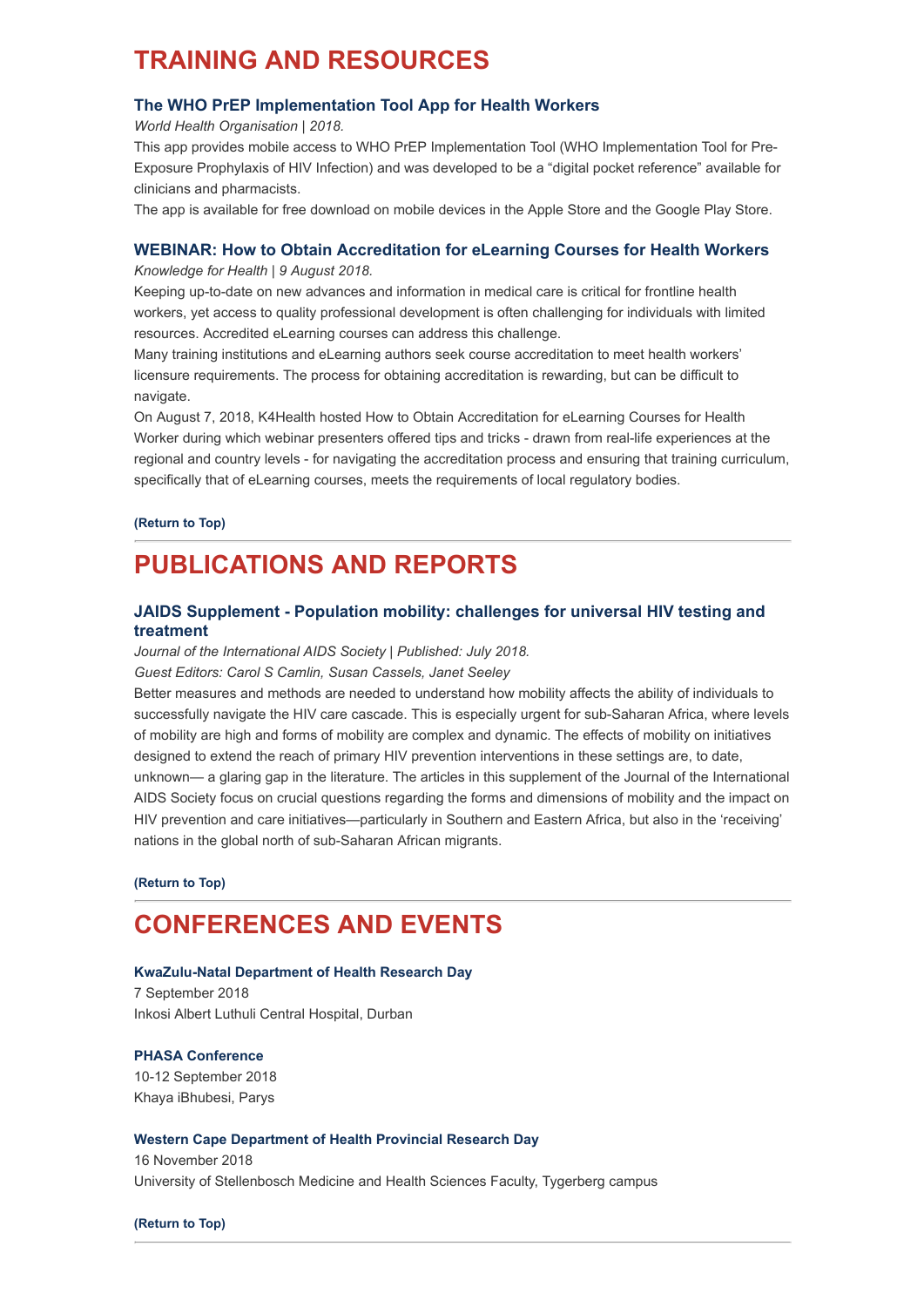# TRAINING AND RESOURCES

### The WHO PrEP Implementation Tool App for Health Workers

*World Health Organisation | 2018.*

This app provides mobile access to WHO PrEP Implementation Tool (WHO Implementation Tool for Pre-Exposure Prophylaxis of HIV Infection) and was developed to be a "digital pocket reference" available for clinicians and pharmacists.

The app is available for free download on mobile devices in the Apple Store and the Google Play Store.

### WEBINAR: How to Obtain Accreditation for eLearning Courses for Health Workers

*Knowledge for Health | 9 August 2018.*

Keeping up-to-date on new advances and information in medical care is critical for frontline health workers, yet access to quality professional development is often challenging for individuals with limited resources. Accredited eLearning courses can address this challenge.

Many training institutions and eLearning authors seek course accreditation to meet health workers' licensure requirements. The process for obtaining accreditation is rewarding, but can be difficult to navigate.

On August 7, 2018, K4Health hosted How to Obtain Accreditation for eLearning Courses for Health Worker during which webinar presenters offered tips and tricks - drawn from real-life experiences at the regional and country levels - for navigating the accreditation process and ensuring that training curriculum, specifically that of eLearning courses, meets the requirements of local regulatory bodies.

**(Return to Top)**

---

# PUBLICATIONS AND REPORTS

### JAIDS Supplement - Population mobility: challenges for universal HIV testing and treatment

*Journal of the International AIDS Society | Published: July 2018.*

*Guest Editors: Carol S Camlin, Susan Cassels, Janet Seeley*

Better measures and methods are needed to understand how mobility affects the ability of individuals to successfully navigate the HIV care cascade. This is especially urgent for sub-Saharan Africa, where levels of mobility are high and forms of mobility are complex and dynamic. The effects of mobility on initiatives designed to extend the reach of primary HIV prevention interventions in these settings are, to date, unknown— a glaring gap in the literature. The articles in this supplement of the Journal of the International AIDS Society focus on crucial questions regarding the forms and dimensions of mobility and the impact on HIV prevention and care initiatives—particularly in Southern and Eastern Africa, but also in the 'receiving' nations in the global north of sub-Saharan African migrants.

**(Return to Top)**

---

# CONFERENCES AND EVENTS

**KwaZulu-Natal Department of Health Research Day**
7 September 2018
Inkosi Albert Luthuli Central Hospital, Durban

**PHASA Conference**
10-12 September 2018
Khaya iBhubesi, Parys

**Western Cape Department of Health Provincial Research Day**
16 November 2018
University of Stellenbosch Medicine and Health Sciences Faculty, Tygerberg campus

**(Return to Top)**

---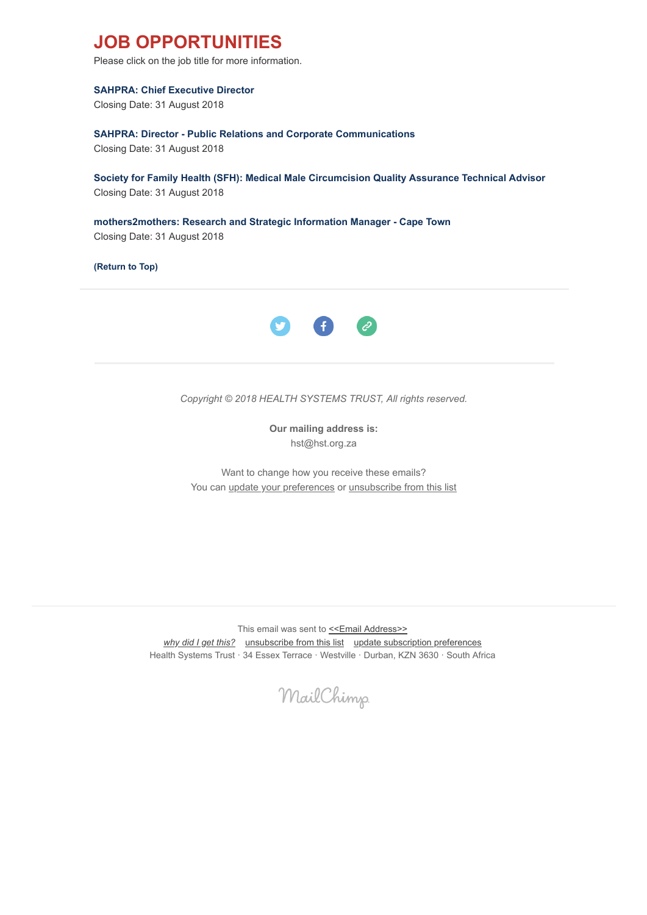# JOB OPPORTUNITIES

Please click on the job title for more information.

**SAHPRA: Chief Executive Director**
Closing Date: 31 August 2018

**SAHPRA: Director - Public Relations and Corporate Communications**
Closing Date: 31 August 2018

**Society for Family Health (SFH): Medical Male Circumcision Quality Assurance Technical Advisor**
Closing Date: 31 August 2018

**mothers2mothers: Research and Strategic Information Manager - Cape Town**
Closing Date: 31 August 2018

**(Return to Top)**

---

*Copyright © 2018 HEALTH SYSTEMS TRUST, All rights reserved.*

**Our mailing address is:**
hst@hst.org.za

Want to change how you receive these emails?
You can update your preferences or unsubscribe from this list

---

This email was sent to <<Email Address>>
*why did I get this?* unsubscribe from this list update subscription preferences
Health Systems Trust · 34 Essex Terrace · Westville · Durban, KZN 3630 · South Africa

MailChimp